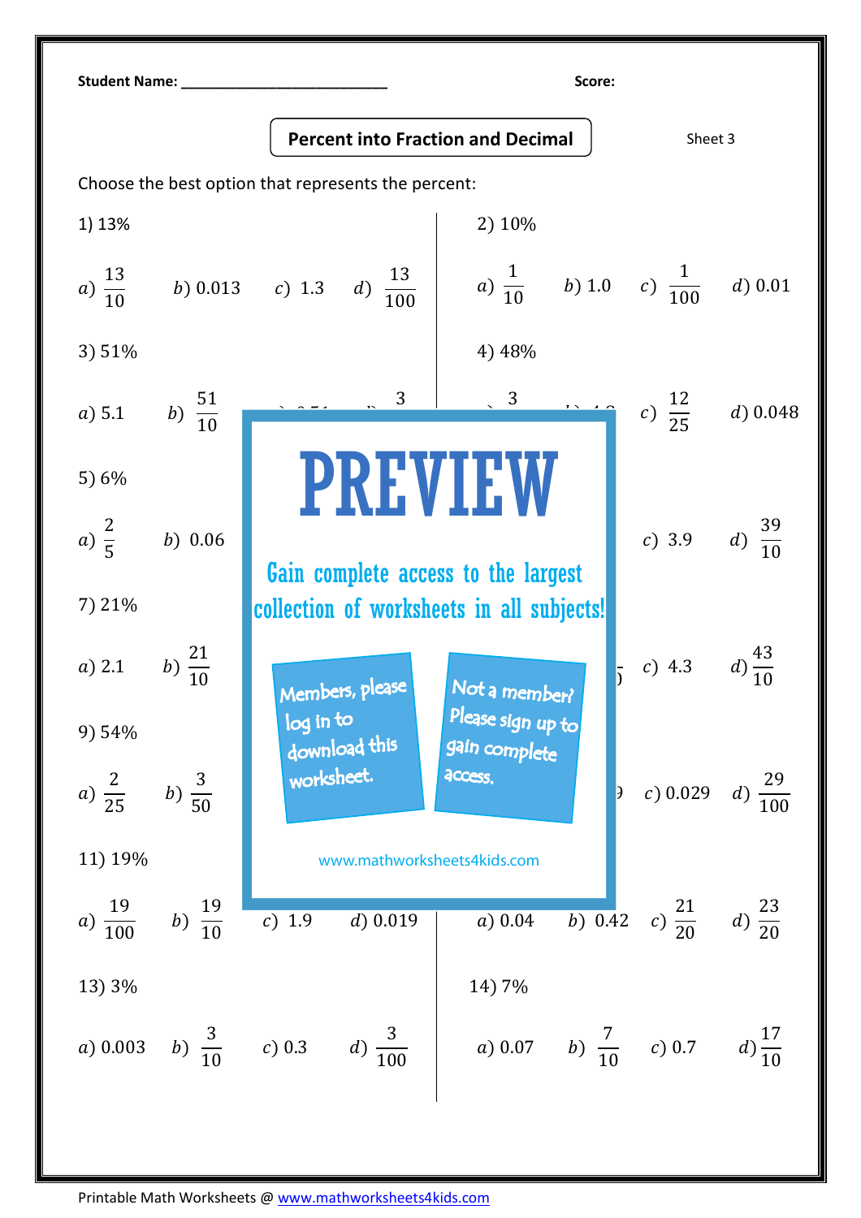Student Name: ___________________________ Score:

## Percent into Fraction and Decimal

Sheet 3

Choose the best option that represents the percent:

1) 13%

$a)\ \frac{13}{10}$ $b)\ 0.013$ $c)\ 1.3$ $d)\ \frac{13}{100}$

2) 10%

$a)\ \frac{1}{10}$ $b)\ 1.0$ $c)\ \frac{1}{100}$ $d)\ 0.01$

3) 51%

$a)\ 5.1$ $b)\ \frac{51}{10}$

4) 48%

$c)\ \frac{12}{25}$ $d)\ 0.048$

5) 6%

$a)\ \frac{2}{5}$ $b)\ 0.06$

$c)\ 3.9$ $d)\ \frac{39}{10}$

PREVIEW

Gain complete access to the largest collection of worksheets in all subjects!

Members, please log in to download this worksheet.

Not a member? Please sign up to gain complete access.

www.mathworksheets4kids.com

7) 21%

$a)\ 2.1$ $b)\ \frac{21}{10}$

$c)\ 4.3$ $d)\ \frac{43}{10}$

9) 54%

$a)\ \frac{2}{25}$ $b)\ \frac{3}{50}$

$c)\ 0.029$ $d)\ \frac{29}{100}$

11) 19%

$a)\ \frac{19}{100}$ $b)\ \frac{19}{10}$ $c)\ 1.9$ $d)\ 0.019$

$a)\ 0.04$ $b)\ 0.42$ $c)\ \frac{21}{20}$ $d)\ \frac{23}{20}$

13) 3%

$a)\ 0.003$ $b)\ \frac{3}{10}$ $c)\ 0.3$ $d)\ \frac{3}{100}$

14) 7%

$a)\ 0.07$ $b)\ \frac{7}{10}$ $c)\ 0.7$ $d)\ \frac{17}{10}$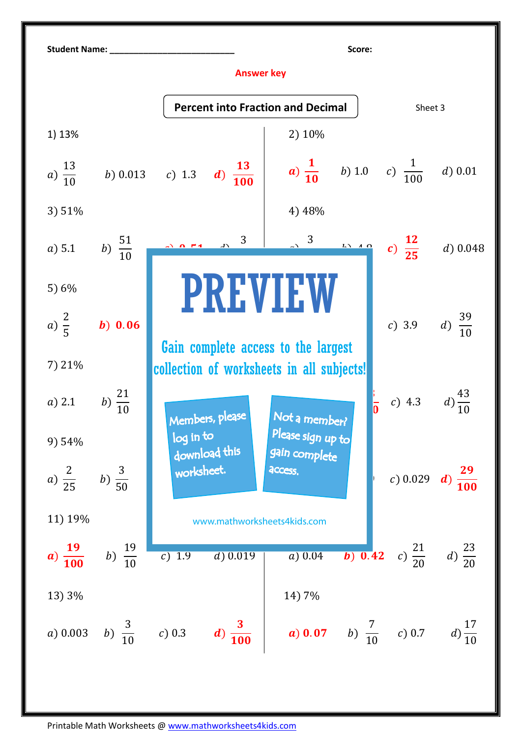**Student Name:** ___________________________ **Score:**

**Answer key**

## Percent into Fraction and Decimal

Sheet 3

1) 13%

$a)\ \frac{13}{10}$ $b)\ 0.013$ $c)\ 1.3$ **$d)\ \frac{13}{100}$**

2) 10%

**$a)\ \frac{1}{10}$** $b)\ 1.0$ $c)\ \frac{1}{100}$ $d)\ 0.01$

3) 51%

$a)\ 5.1$ $b)\ \frac{51}{10}$ **$c)\ 0.51$** $d)\ 3$

4) 48%

$a)\ 3$ $b)\ 4.8$ **$c)\ \frac{12}{25}$** $d)\ 0.048$

5) 6%

$a)\ \frac{2}{5}$ **$b)\ 0.06$**

6)

$c)\ 3.9$ $d)\ \frac{39}{10}$

7) 21%

$a)\ 2.1$ $b)\ \frac{21}{10}$

8)

$c)\ 4.3$ $d)\ \frac{43}{10}$

9) 54%

$a)\ \frac{2}{25}$ $b)\ \frac{3}{50}$

10)

$c)\ 0.029$ **$d)\ \frac{29}{100}$**

11) 19%

**$a)\ \frac{19}{100}$** $b)\ \frac{19}{10}$ $c)\ 1.9$ $d)\ 0.019$

12)

$a)\ 0.04$ **$b)\ 0.42$** $c)\ \frac{21}{20}$ $d)\ \frac{23}{20}$

13) 3%

$a)\ 0.003$ $b)\ \frac{3}{10}$ $c)\ 0.3$ **$d)\ \frac{3}{100}$**

14) 7%

**$a)\ 0.07$** $b)\ \frac{7}{10}$ $c)\ 0.7$ $d)\ \frac{17}{10}$

PREVIEW

Gain complete access to the largest collection of worksheets in all subjects!

Members, please log in to download this worksheet.

Not a member? Please sign up to gain complete access.

www.mathworksheets4kids.com